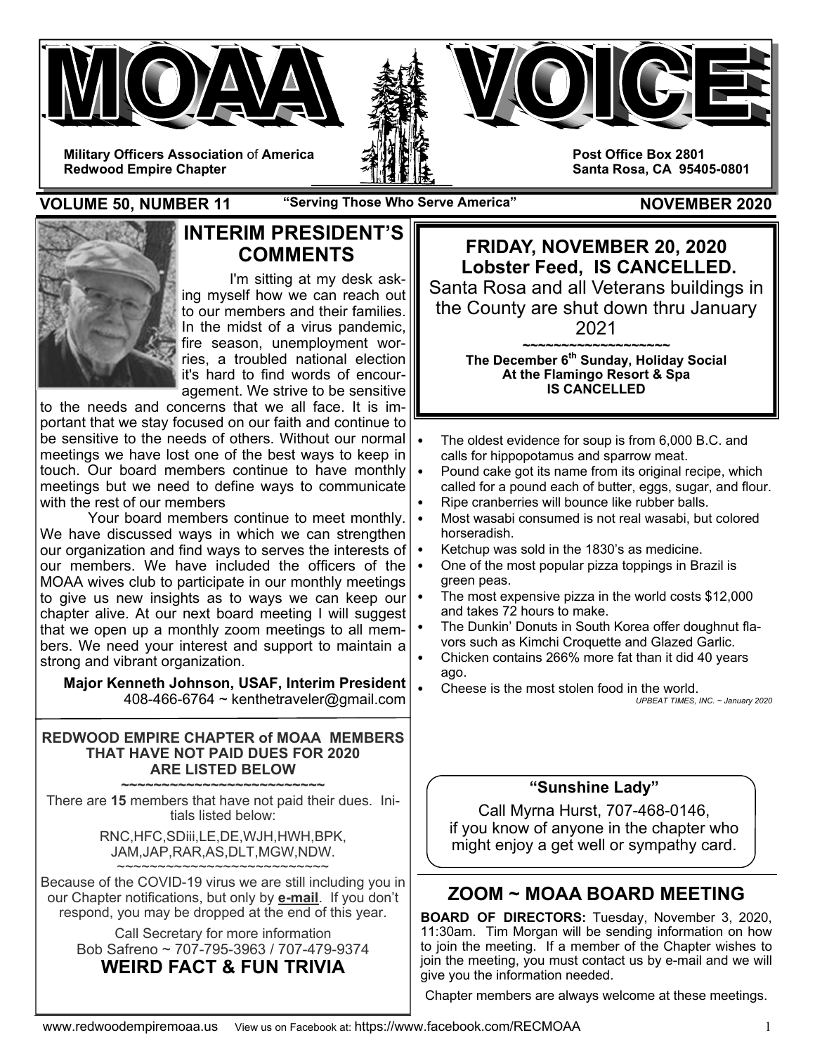# MOAA VOICE

**Military Officers Association of America**
**Redwood Empire Chapter**

**Post Office Box 2801**
**Santa Rosa, CA 95405-0801**

**VOLUME 50, NUMBER 11** — **"Serving Those Who Serve America"** — **NOVEMBER 2020**

## INTERIM PRESIDENT'S COMMENTS

I'm sitting at my desk asking myself how we can reach out to our members and their families. In the midst of a virus pandemic, fire season, unemployment worries, a troubled national election it's hard to find words of encouragement. We strive to be sensitive to the needs and concerns that we all face. It is important that we stay focused on our faith and continue to be sensitive to the needs of others. Without our normal meetings we have lost one of the best ways to keep in touch. Our board members continue to have monthly meetings but we need to define ways to communicate with the rest of our members

Your board members continue to meet monthly. We have discussed ways in which we can strengthen our organization and find ways to serves the interests of our members. We have included the officers of the MOAA wives club to participate in our monthly meetings to give us new insights as to ways we can keep our chapter alive. At our next board meeting I will suggest that we open up a monthly zoom meetings to all members. We need your interest and support to maintain a strong and vibrant organization.

**Major Kenneth Johnson, USAF, Interim President**
408-466-6764 ~ kenthetraveler@gmail.com

## FRIDAY, NOVEMBER 20, 2020 Lobster Feed, IS CANCELLED.

Santa Rosa and all Veterans buildings in the County are shut down thru January 2021

~~~~~~~~~~~~~~~~~~~

**The December 6th Sunday, Holiday Social**
**At the Flamingo Resort & Spa**
**IS CANCELLED**

**REDWOOD EMPIRE CHAPTER of MOAA MEMBERS THAT HAVE NOT PAID DUES FOR 2020 ARE LISTED BELOW**

~~~~~~~~~~~~~~~~~~~~~~~~~~~

There are **15** members that have not paid their dues. Initials listed below:

RNC,HFC,SDiii,LE,DE,WJH,HWH,BPK,
JAM,JAP,RAR,AS,DLT,MGW,NDW.

~~~~~~~~~~~~~~~~~~~~~~~~~~~

Because of the COVID-19 virus we are still including you in our Chapter notifications, but only by **e-mail**. If you don't respond, you may be dropped at the end of this year.

Call Secretary for more information
Bob Safreno ~ 707-795-3963 / 707-479-9374

## WEIRD FACT & FUN TRIVIA

- The oldest evidence for soup is from 6,000 B.C. and calls for hippopotamus and sparrow meat.
- Pound cake got its name from its original recipe, which called for a pound each of butter, eggs, sugar, and flour.
- Ripe cranberries will bounce like rubber balls.
- Most wasabi consumed is not real wasabi, but colored horseradish.
- Ketchup was sold in the 1830's as medicine.
- One of the most popular pizza toppings in Brazil is green peas.
- The most expensive pizza in the world costs $12,000 and takes 72 hours to make.
- The Dunkin' Donuts in South Korea offer doughnut flavors such as Kimchi Croquette and Glazed Garlic.
- Chicken contains 266% more fat than it did 40 years ago.
- Cheese is the most stolen food in the world.

*UPBEAT TIMES, INC. ~ January 2020*

**"Sunshine Lady"**

Call Myrna Hurst, 707-468-0146, if you know of anyone in the chapter who might enjoy a get well or sympathy card.

## ZOOM ~ MOAA BOARD MEETING

**BOARD OF DIRECTORS:** Tuesday, November 3, 2020, 11:30am. Tim Morgan will be sending information on how to join the meeting. If a member of the Chapter wishes to join the meeting, you must contact us by e-mail and we will give you the information needed.

Chapter members are always welcome at these meetings.

www.redwoodempiremoaa.us View us on Facebook at: https://www.facebook.com/RECMOAA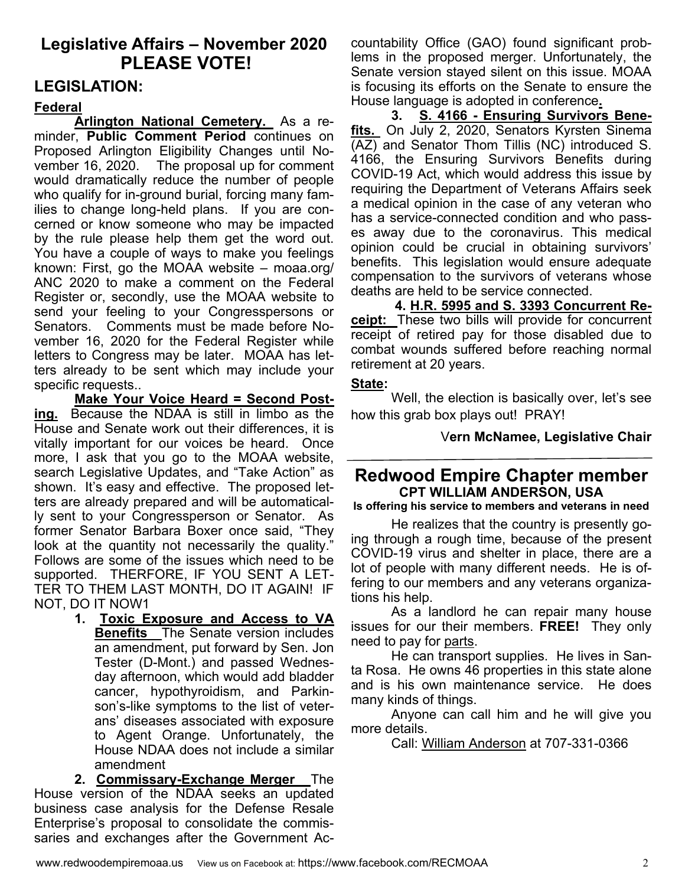## Legislative Affairs – November 2020
## PLEASE VOTE!

### LEGISLATION:

#### Federal

**Arlington National Cemetery.** As a reminder, **Public Comment Period** continues on Proposed Arlington Eligibility Changes until November 16, 2020. The proposal up for comment would dramatically reduce the number of people who qualify for in-ground burial, forcing many families to change long-held plans. If you are concerned or know someone who may be impacted by the rule please help them get the word out. You have a couple of ways to make you feelings known: First, go the MOAA website – moaa.org/ ANC 2020 to make a comment on the Federal Register or, secondly, use the MOAA website to send your feeling to your Congresspersons or Senators. Comments must be made before November 16, 2020 for the Federal Register while letters to Congress may be later. MOAA has letters already to be sent which may include your specific requests..

**Make Your Voice Heard = Second Posting.** Because the NDAA is still in limbo as the House and Senate work out their differences, it is vitally important for our voices be heard. Once more, I ask that you go to the MOAA website, search Legislative Updates, and "Take Action" as shown. It's easy and effective. The proposed letters are already prepared and will be automatically sent to your Congressperson or Senator. As former Senator Barbara Boxer once said, "They look at the quantity not necessarily the quality." Follows are some of the issues which need to be supported. THERFORE, IF YOU SENT A LETTER TO THEM LAST MONTH, DO IT AGAIN! IF NOT, DO IT NOW1

1. **Toxic Exposure and Access to VA Benefits** The Senate version includes an amendment, put forward by Sen. Jon Tester (D-Mont.) and passed Wednesday afternoon, which would add bladder cancer, hypothyroidism, and Parkinson's-like symptoms to the list of veterans' diseases associated with exposure to Agent Orange. Unfortunately, the House NDAA does not include a similar amendment

2. **Commissary-Exchange Merger** The House version of the NDAA seeks an updated business case analysis for the Defense Resale Enterprise's proposal to consolidate the commissaries and exchanges after the Government Accountability Office (GAO) found significant problems in the proposed merger. Unfortunately, the Senate version stayed silent on this issue. MOAA is focusing its efforts on the Senate to ensure the House language is adopted in conference.

3. **S. 4166 - Ensuring Survivors Benefits.** On July 2, 2020, Senators Kyrsten Sinema (AZ) and Senator Thom Tillis (NC) introduced S. 4166, the Ensuring Survivors Benefits during COVID-19 Act, which would address this issue by requiring the Department of Veterans Affairs seek a medical opinion in the case of any veteran who has a service-connected condition and who passes away due to the coronavirus. This medical opinion could be crucial in obtaining survivors' benefits. This legislation would ensure adequate compensation to the survivors of veterans whose deaths are held to be service connected.

4. **H.R. 5995 and S. 3393 Concurrent Receipt:** These two bills will provide for concurrent receipt of retired pay for those disabled due to combat wounds suffered before reaching normal retirement at 20 years.

#### State:

Well, the election is basically over, let's see how this grab box plays out! PRAY!

**Vern McNamee, Legislative Chair**

---

## Redwood Empire Chapter member
### CPT WILLIAM ANDERSON, USA
**Is offering his service to members and veterans in need**

He realizes that the country is presently going through a rough time, because of the present COVID-19 virus and shelter in place, there are a lot of people with many different needs. He is offering to our members and any veterans organizations his help.

As a landlord he can repair many house issues for our their members. **FREE!** They only need to pay for parts.

He can transport supplies. He lives in Santa Rosa. He owns 46 properties in this state alone and is his own maintenance service. He does many kinds of things.

Anyone can call him and he will give you more details.

Call: William Anderson at 707-331-0366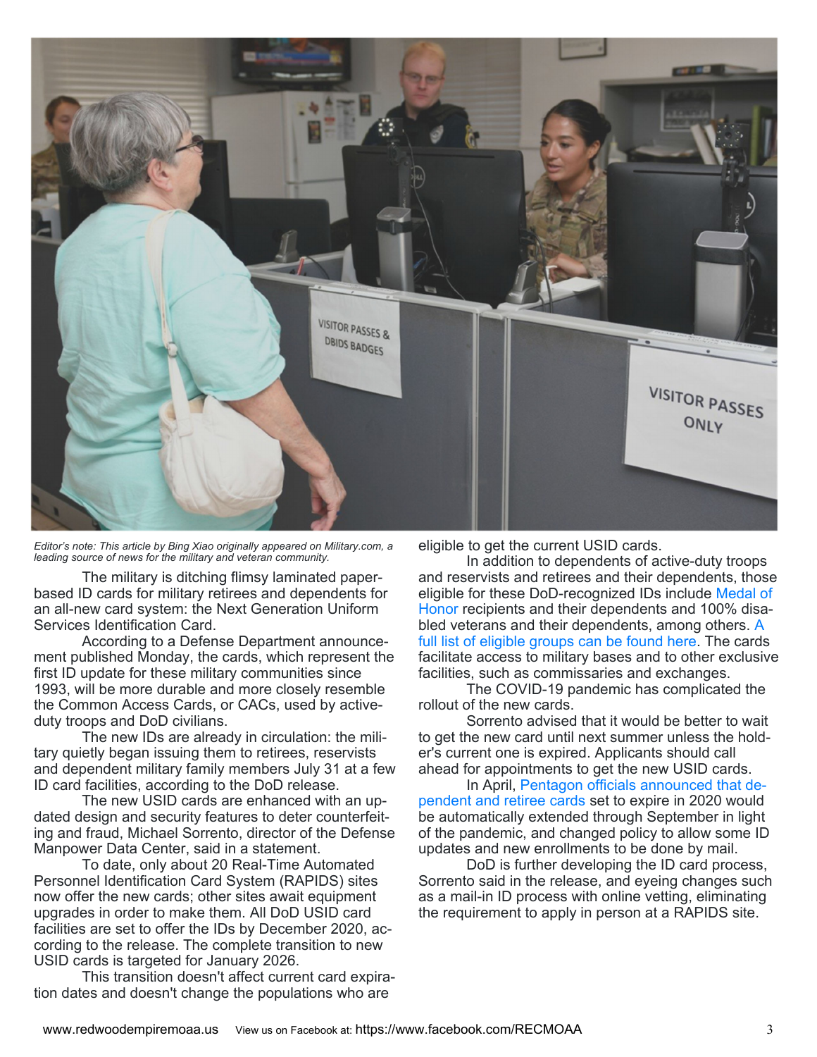*Editor's note: This article by Bing Xiao originally appeared on Military.com, a leading source of news for the military and veteran community.*

The military is ditching flimsy laminated paper-based ID cards for military retirees and dependents for an all-new card system: the Next Generation Uniform Services Identification Card.

According to a Defense Department announcement published Monday, the cards, which represent the first ID update for these military communities since 1993, will be more durable and more closely resemble the Common Access Cards, or CACs, used by active-duty troops and DoD civilians.

The new IDs are already in circulation: the military quietly began issuing them to retirees, reservists and dependent military family members July 31 at a few ID card facilities, according to the DoD release.

The new USID cards are enhanced with an updated design and security features to deter counterfeiting and fraud, Michael Sorrento, director of the Defense Manpower Data Center, said in a statement.

To date, only about 20 Real-Time Automated Personnel Identification Card System (RAPIDS) sites now offer the new cards; other sites await equipment upgrades in order to make them. All DoD USID card facilities are set to offer the IDs by December 2020, according to the release. The complete transition to new USID cards is targeted for January 2026.

This transition doesn't affect current card expiration dates and doesn't change the populations who are eligible to get the current USID cards.

In addition to dependents of active-duty troops and reservists and retirees and their dependents, those eligible for these DoD-recognized IDs include Medal of Honor recipients and their dependents and 100% disabled veterans and their dependents, among others. A full list of eligible groups can be found here. The cards facilitate access to military bases and to other exclusive facilities, such as commissaries and exchanges.

The COVID-19 pandemic has complicated the rollout of the new cards.

Sorrento advised that it would be better to wait to get the new card until next summer unless the holder's current one is expired. Applicants should call ahead for appointments to get the new USID cards.

In April, Pentagon officials announced that dependent and retiree cards set to expire in 2020 would be automatically extended through September in light of the pandemic, and changed policy to allow some ID updates and new enrollments to be done by mail.

DoD is further developing the ID card process, Sorrento said in the release, and eyeing changes such as a mail-in ID process with online vetting, eliminating the requirement to apply in person at a RAPIDS site.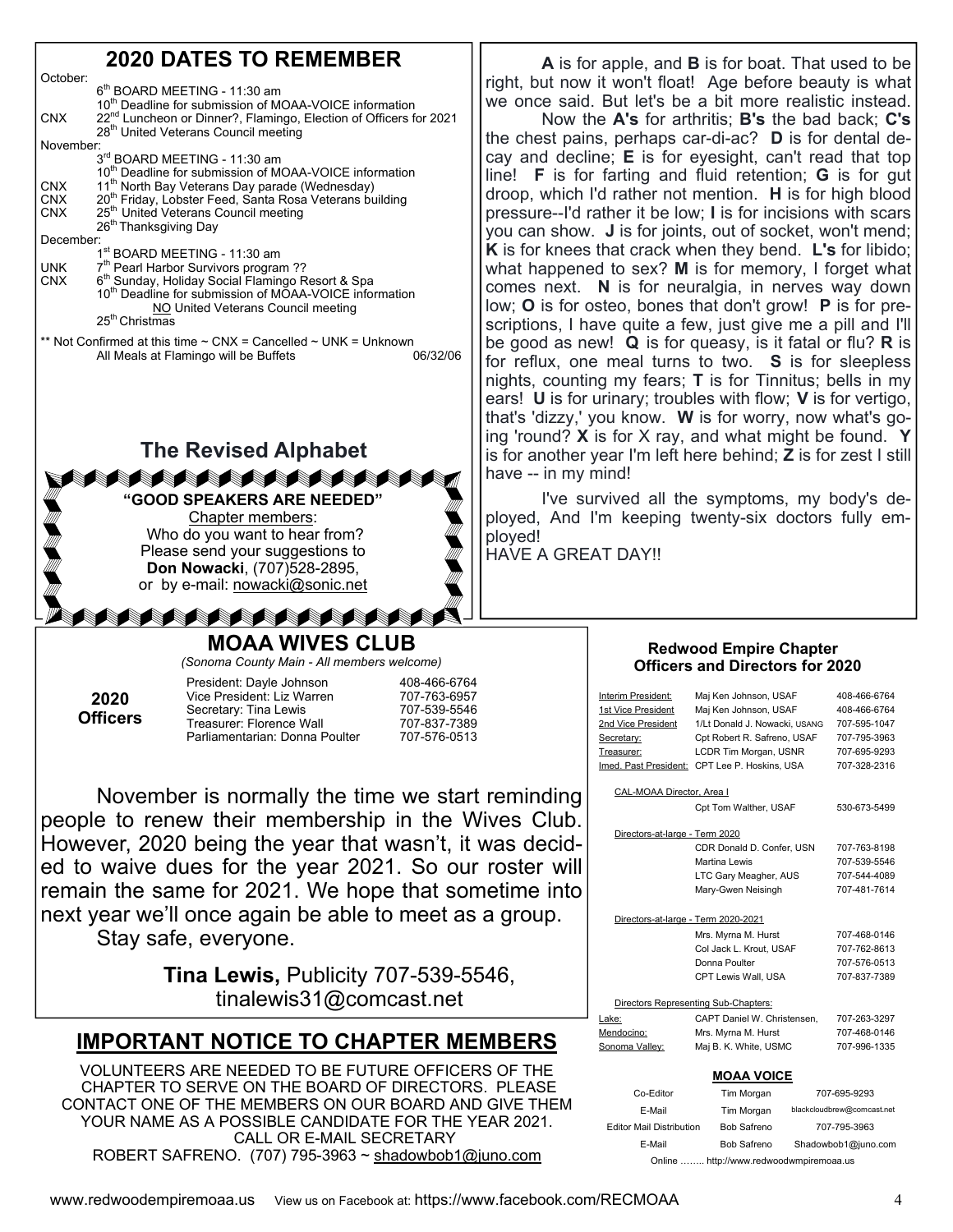## 2020 DATES TO REMEMBER

October:

| | |
|---|---|
| | 6th BOARD MEETING - 11:30 am |
| | 10th Deadline for submission of MOAA-VOICE information |
| CNX | 22nd Luncheon or Dinner?, Flamingo, Election of Officers for 2021 |
| | 28th United Veterans Council meeting |

November:

| | |
|---|---|
| | 3rd BOARD MEETING - 11:30 am |
| | 10th Deadline for submission of MOAA-VOICE information |
| CNX | 11th North Bay Veterans Day parade (Wednesday) |
| CNX | 20th Friday, Lobster Feed, Santa Rosa Veterans building |
| CNX | 25th United Veterans Council meeting |
| | 26th Thanksgiving Day |

December:

| | |
|---|---|
| | 1st BOARD MEETING - 11:30 am |
| UNK | 7th Pearl Harbor Survivors program ?? |
| CNX | 6th Sunday, Holiday Social Flamingo Resort & Spa |
| | 10th Deadline for submission of MOAA-VOICE information |
| | NO United Veterans Council meeting |
| | 25th Christmas |

** Not Confirmed at this time ~ CNX = Cancelled ~ UNK = Unknown
All Meals at Flamingo will be Buffets 06/32/06

## The Revised Alphabet

**A** is for apple, and **B** is for boat. That used to be right, but now it won't float! Age before beauty is what we once said. But let's be a bit more realistic instead.

Now the **A's** for arthritis; **B's** the bad back; **C's** the chest pains, perhaps car-di-ac? **D** is for dental decay and decline; **E** is for eyesight, can't read that top line! **F** is for farting and fluid retention; **G** is for gut droop, which I'd rather not mention. **H** is for high blood pressure--I'd rather it be low; **I** is for incisions with scars you can show. **J** is for joints, out of socket, won't mend; **K** is for knees that crack when they bend. **L's** for libido; what happened to sex? **M** is for memory, I forget what comes next. **N** is for neuralgia, in nerves way down low; **O** is for osteo, bones that don't grow! **P** is for prescriptions, I have quite a few, just give me a pill and I'll be good as new! **Q** is for queasy, is it fatal or flu? **R** is for reflux, one meal turns to two. **S** is for sleepless nights, counting my fears; **T** is for Tinnitus; bells in my ears! **U** is for urinary; troubles with flow; **V** is for vertigo, that's 'dizzy,' you know. **W** is for worry, now what's going 'round? **X** is for X ray, and what might be found. **Y** is for another year I'm left here behind; **Z** is for zest I still have -- in my mind!

I've survived all the symptoms, my body's deployed, And I'm keeping twenty-six doctors fully employed!
HAVE A GREAT DAY!!

**"GOOD SPEAKERS ARE NEEDED"**
Chapter members:
Who do you want to hear from?
Please send your suggestions to
**Don Nowacki**, (707)528-2895,
or by e-mail: nowacki@sonic.net

## MOAA WIVES CLUB

*(Sonoma County Main - All members welcome)*

**2020 Officers**

| | |
|---|---|
| President: Dayle Johnson | 408-466-6764 |
| Vice President: Liz Warren | 707-763-6957 |
| Secretary: Tina Lewis | 707-539-5546 |
| Treasurer: Florence Wall | 707-837-7389 |
| Parliamentarian: Donna Poulter | 707-576-0513 |

November is normally the time we start reminding people to renew their membership in the Wives Club. However, 2020 being the year that wasn't, it was decided to waive dues for the year 2021. So our roster will remain the same for 2021. We hope that sometime into next year we'll once again be able to meet as a group.

Stay safe, everyone.

**Tina Lewis,** Publicity 707-539-5546,
tinalewis31@comcast.net

## IMPORTANT NOTICE TO CHAPTER MEMBERS

VOLUNTEERS ARE NEEDED TO BE FUTURE OFFICERS OF THE CHAPTER TO SERVE ON THE BOARD OF DIRECTORS. PLEASE CONTACT ONE OF THE MEMBERS ON OUR BOARD AND GIVE THEM YOUR NAME AS A POSSIBLE CANDIDATE FOR THE YEAR 2021. CALL OR E-MAIL SECRETARY
ROBERT SAFRENO. (707) 795-3963 ~ shadowbob1@juno.com

### Redwood Empire Chapter Officers and Directors for 2020

| | | |
|---|---|---|
| Interim President: | Maj Ken Johnson, USAF | 408-466-6764 |
| 1st Vice President | Maj Ken Johnson, USAF | 408-466-6764 |
| 2nd Vice President | 1/Lt Donald J. Nowacki, USANG | 707-595-1047 |
| Secretary: | Cpt Robert R. Safreno, USAF | 707-795-3963 |
| Treasurer: | LCDR Tim Morgan, USNR | 707-695-9293 |
| Imed. Past President: | CPT Lee P. Hoskins, USA | 707-328-2316 |
| CAL-MOAA Director, Area I | | |
| | Cpt Tom Walther, USAF | 530-673-5499 |
| Directors-at-large - Term 2020 | | |
| | CDR Donald D. Confer, USN | 707-763-8198 |
| | Martina Lewis | 707-539-5546 |
| | LTC Gary Meagher, AUS | 707-544-4089 |
| | Mary-Gwen Neisingh | 707-481-7614 |
| Directors-at-large - Term 2020-2021 | | |
| | Mrs. Myrna M. Hurst | 707-468-0146 |
| | Col Jack L. Krout, USAF | 707-762-8613 |
| | Donna Poulter | 707-576-0513 |
| | CPT Lewis Wall, USA | 707-837-7389 |
| Directors Representing Sub-Chapters: | | |
| Lake: | CAPT Daniel W. Christensen, | 707-263-3297 |
| Mendocino: | Mrs. Myrna M. Hurst | 707-468-0146 |
| Sonoma Valley: | Maj B. K. White, USMC | 707-996-1335 |

#### MOAA VOICE

| | | |
|---|---|---|
| Co-Editor | Tim Morgan | 707-695-9293 |
| E-Mail | Tim Morgan | blackcloudbrew@comcast.net |
| Editor Mail Distribution | Bob Safreno | 707-795-3963 |
| E-Mail | Bob Safreno | Shadowbob1@juno.com |

Online …….. http://www.redwoodwmpiremoaa.us

www.redwoodempiremoaa.us View us on Facebook at: https://www.facebook.com/RECMOAA